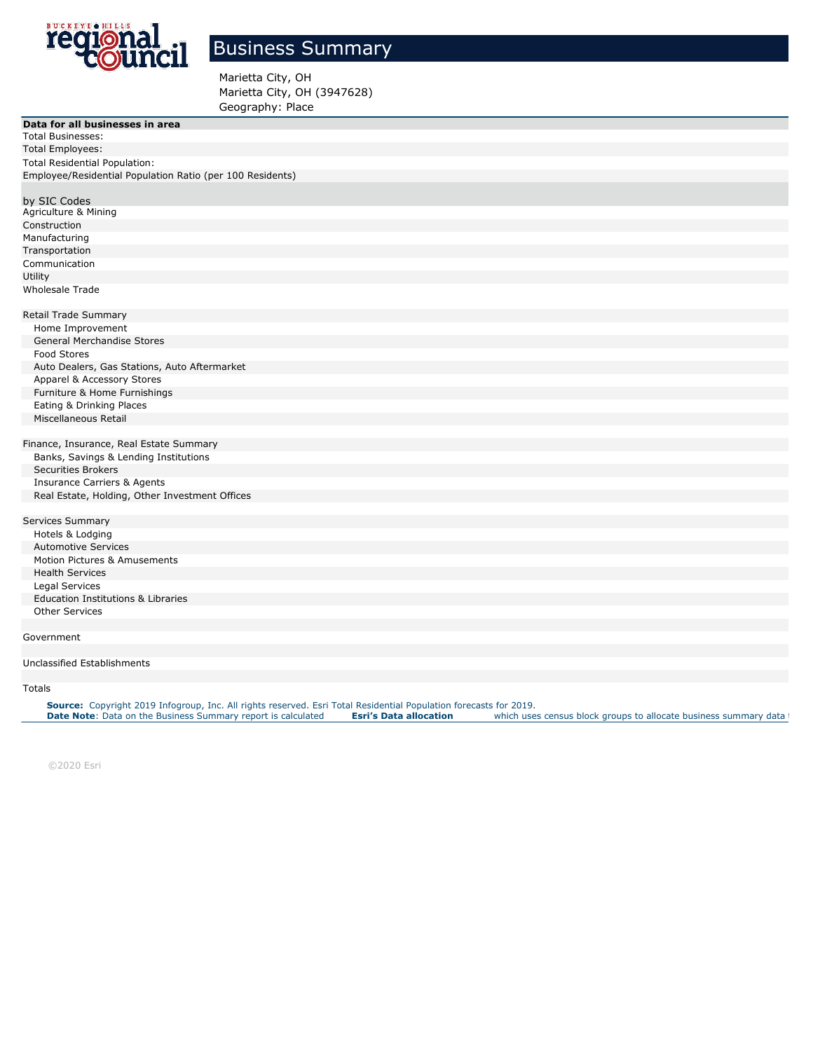# Business Summary

Marietta City, OH
Marietta City, OH (3947628)
Geography: Place

| **Data for all businesses in area** |
|---|
| Total Businesses: |
| Total Employees: |
| Total Residential Population: |
| Employee/Residential Population Ratio (per 100 Residents) |
| |
| by SIC Codes |
| Agriculture & Mining |
| Construction |
| Manufacturing |
| Transportation |
| Communication |
| Utility |
| Wholesale Trade |
| |
| Retail Trade Summary |
| Home Improvement |
| General Merchandise Stores |
| Food Stores |
| Auto Dealers, Gas Stations, Auto Aftermarket |
| Apparel & Accessory Stores |
| Furniture & Home Furnishings |
| Eating & Drinking Places |
| Miscellaneous Retail |
| |
| Finance, Insurance, Real Estate Summary |
| Banks, Savings & Lending Institutions |
| Securities Brokers |
| Insurance Carriers & Agents |
| Real Estate, Holding, Other Investment Offices |
| |
| Services Summary |
| Hotels & Lodging |
| Automotive Services |
| Motion Pictures & Amusements |
| Health Services |
| Legal Services |
| Education Institutions & Libraries |
| Other Services |
| |
| Government |
| |
| Unclassified Establishments |
| |
| Totals |

**Source:** Copyright 2019 Infogroup, Inc. All rights reserved. Esri Total Residential Population forecasts for 2019.
**Date Note**: Data on the Business Summary report is calculated **Esri's Data allocation** which uses census block groups to allocate business summary data t

©2020 Esri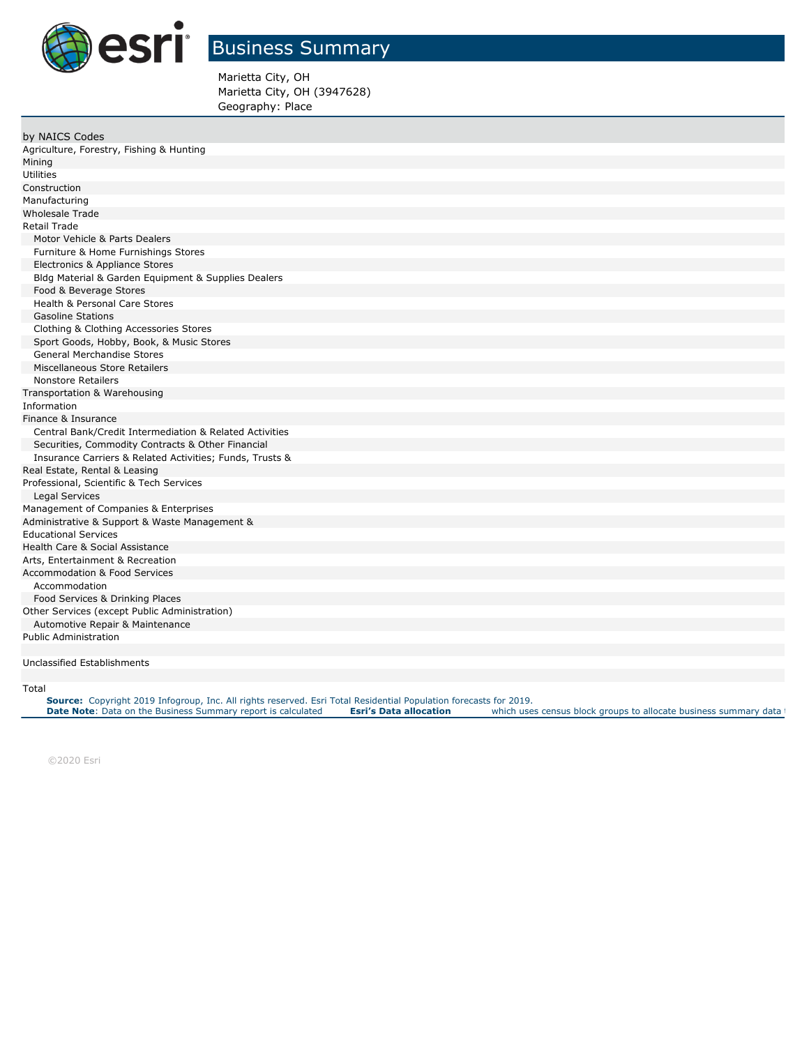# Business Summary

Marietta City, OH
Marietta City, OH (3947628)
Geography: Place

| by NAICS Codes |
|---|
| Agriculture, Forestry, Fishing & Hunting |
| Mining |
| Utilities |
| Construction |
| Manufacturing |
| Wholesale Trade |
| Retail Trade |
| Motor Vehicle & Parts Dealers |
| Furniture & Home Furnishings Stores |
| Electronics & Appliance Stores |
| Bldg Material & Garden Equipment & Supplies Dealers |
| Food & Beverage Stores |
| Health & Personal Care Stores |
| Gasoline Stations |
| Clothing & Clothing Accessories Stores |
| Sport Goods, Hobby, Book, & Music Stores |
| General Merchandise Stores |
| Miscellaneous Store Retailers |
| Nonstore Retailers |
| Transportation & Warehousing |
| Information |
| Finance & Insurance |
| Central Bank/Credit Intermediation & Related Activities |
| Securities, Commodity Contracts & Other Financial |
| Insurance Carriers & Related Activities; Funds, Trusts & |
| Real Estate, Rental & Leasing |
| Professional, Scientific & Tech Services |
| Legal Services |
| Management of Companies & Enterprises |
| Administrative & Support & Waste Management & |
| Educational Services |
| Health Care & Social Assistance |
| Arts, Entertainment & Recreation |
| Accommodation & Food Services |
| Accommodation |
| Food Services & Drinking Places |
| Other Services (except Public Administration) |
| Automotive Repair & Maintenance |
| Public Administration |
| |
| Unclassified Establishments |
| |
| Total |

**Source:** Copyright 2019 Infogroup, Inc. All rights reserved. Esri Total Residential Population forecasts for 2019.
**Date Note**: Data on the Business Summary report is calculated **Esri's Data allocation** which uses census block groups to allocate business summary data

©2020 Esri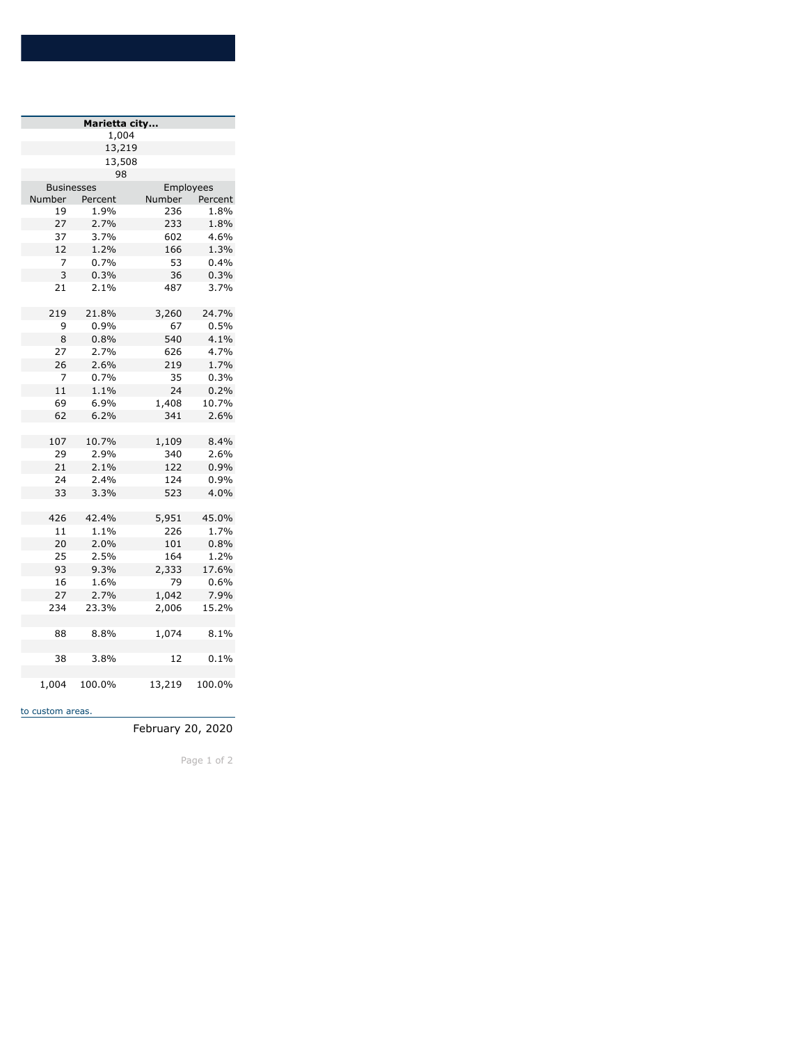| Marietta city... | | | |
|---|---|---|---|
| 1,004 | | | |
| 13,219 | | | |
| 13,508 | | | |
| 98 | | | |
| Businesses | | Employees | |
| Number | Percent | Number | Percent |
| 19 | 1.9% | 236 | 1.8% |
| 27 | 2.7% | 233 | 1.8% |
| 37 | 3.7% | 602 | 4.6% |
| 12 | 1.2% | 166 | 1.3% |
| 7 | 0.7% | 53 | 0.4% |
| 3 | 0.3% | 36 | 0.3% |
| 21 | 2.1% | 487 | 3.7% |
| | | | |
| 219 | 21.8% | 3,260 | 24.7% |
| 9 | 0.9% | 67 | 0.5% |
| 8 | 0.8% | 540 | 4.1% |
| 27 | 2.7% | 626 | 4.7% |
| 26 | 2.6% | 219 | 1.7% |
| 7 | 0.7% | 35 | 0.3% |
| 11 | 1.1% | 24 | 0.2% |
| 69 | 6.9% | 1,408 | 10.7% |
| 62 | 6.2% | 341 | 2.6% |
| | | | |
| 107 | 10.7% | 1,109 | 8.4% |
| 29 | 2.9% | 340 | 2.6% |
| 21 | 2.1% | 122 | 0.9% |
| 24 | 2.4% | 124 | 0.9% |
| 33 | 3.3% | 523 | 4.0% |
| | | | |
| 426 | 42.4% | 5,951 | 45.0% |
| 11 | 1.1% | 226 | 1.7% |
| 20 | 2.0% | 101 | 0.8% |
| 25 | 2.5% | 164 | 1.2% |
| 93 | 9.3% | 2,333 | 17.6% |
| 16 | 1.6% | 79 | 0.6% |
| 27 | 2.7% | 1,042 | 7.9% |
| 234 | 23.3% | 2,006 | 15.2% |
| | | | |
| 88 | 8.8% | 1,074 | 8.1% |
| | | | |
| 38 | 3.8% | 12 | 0.1% |
| | | | |
| 1,004 | 100.0% | 13,219 | 100.0% |

to custom areas.

February 20, 2020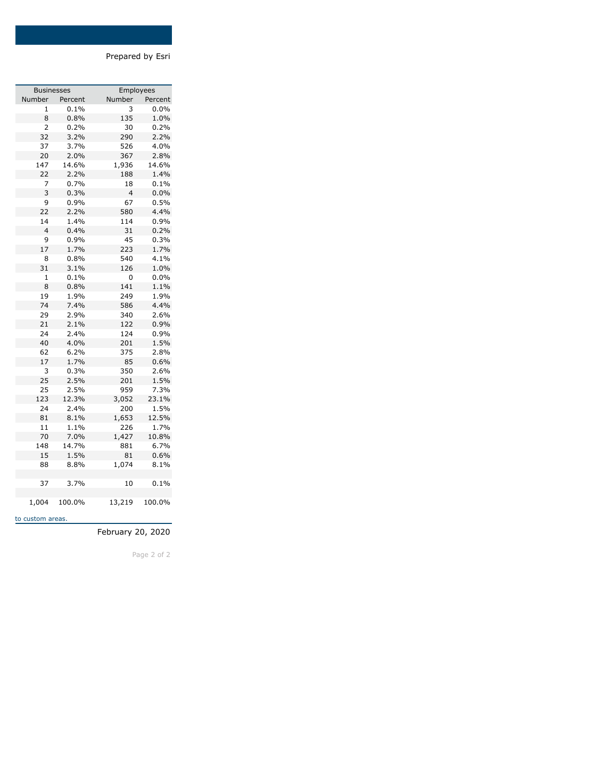Prepared by Esri

| Businesses | | Employees | |
|---|---|---|---|
| Number | Percent | Number | Percent |
| 1 | 0.1% | 3 | 0.0% |
| 8 | 0.8% | 135 | 1.0% |
| 2 | 0.2% | 30 | 0.2% |
| 32 | 3.2% | 290 | 2.2% |
| 37 | 3.7% | 526 | 4.0% |
| 20 | 2.0% | 367 | 2.8% |
| 147 | 14.6% | 1,936 | 14.6% |
| 22 | 2.2% | 188 | 1.4% |
| 7 | 0.7% | 18 | 0.1% |
| 3 | 0.3% | 4 | 0.0% |
| 9 | 0.9% | 67 | 0.5% |
| 22 | 2.2% | 580 | 4.4% |
| 14 | 1.4% | 114 | 0.9% |
| 4 | 0.4% | 31 | 0.2% |
| 9 | 0.9% | 45 | 0.3% |
| 17 | 1.7% | 223 | 1.7% |
| 8 | 0.8% | 540 | 4.1% |
| 31 | 3.1% | 126 | 1.0% |
| 1 | 0.1% | 0 | 0.0% |
| 8 | 0.8% | 141 | 1.1% |
| 19 | 1.9% | 249 | 1.9% |
| 74 | 7.4% | 586 | 4.4% |
| 29 | 2.9% | 340 | 2.6% |
| 21 | 2.1% | 122 | 0.9% |
| 24 | 2.4% | 124 | 0.9% |
| 40 | 4.0% | 201 | 1.5% |
| 62 | 6.2% | 375 | 2.8% |
| 17 | 1.7% | 85 | 0.6% |
| 3 | 0.3% | 350 | 2.6% |
| 25 | 2.5% | 201 | 1.5% |
| 25 | 2.5% | 959 | 7.3% |
| 123 | 12.3% | 3,052 | 23.1% |
| 24 | 2.4% | 200 | 1.5% |
| 81 | 8.1% | 1,653 | 12.5% |
| 11 | 1.1% | 226 | 1.7% |
| 70 | 7.0% | 1,427 | 10.8% |
| 148 | 14.7% | 881 | 6.7% |
| 15 | 1.5% | 81 | 0.6% |
| 88 | 8.8% | 1,074 | 8.1% |
| | | | |
| 37 | 3.7% | 10 | 0.1% |
| | | | |
| 1,004 | 100.0% | 13,219 | 100.0% |

to custom areas.

February 20, 2020